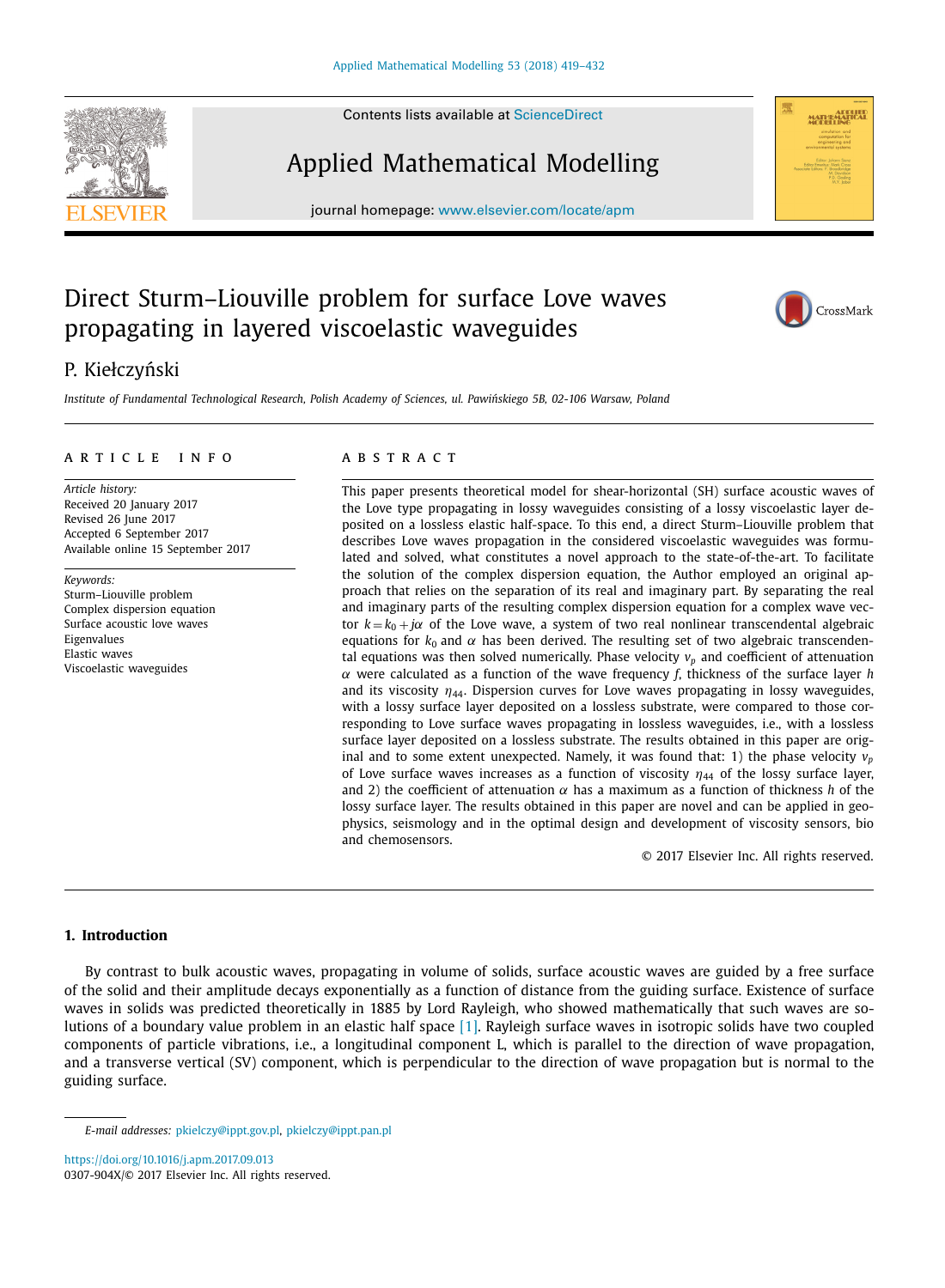# Direct Sturm–Liouville problem for surface Love waves propagating in layered viscoelastic waveguides

P. Kiełczyński

*Institute of Fundamental Technological Research, Polish Academy of Sciences, ul. Pawińskiego 5B, 02-106 Warsaw, Poland*

## ARTICLE INFO

*Article history:*
Received 20 January 2017
Revised 26 June 2017
Accepted 6 September 2017
Available online 15 September 2017

*Keywords:*
Sturm–Liouville problem
Complex dispersion equation
Surface acoustic love waves
Eigenvalues
Elastic waves
Viscoelastic waveguides

## ABSTRACT

This paper presents theoretical model for shear-horizontal (SH) surface acoustic waves of the Love type propagating in lossy waveguides consisting of a lossy viscoelastic layer deposited on a lossless elastic half-space. To this end, a direct Sturm–Liouville problem that describes Love waves propagation in the considered viscoelastic waveguides was formulated and solved, what constitutes a novel approach to the state-of-the-art. To facilitate the solution of the complex dispersion equation, the Author employed an original approach that relies on the separation of its real and imaginary part. By separating the real and imaginary parts of the resulting complex dispersion equation for a complex wave vector $k = k_0 + j\alpha$ of the Love wave, a system of two real nonlinear transcendental algebraic equations for $k_0$ and $\alpha$ has been derived. The resulting set of two algebraic transcendental equations was then solved numerically. Phase velocity $v_p$ and coefficient of attenuation $\alpha$ were calculated as a function of the wave frequency $f$, thickness of the surface layer $h$ and its viscosity $\eta_{44}$. Dispersion curves for Love waves propagating in lossy waveguides, with a lossy surface layer deposited on a lossless substrate, were compared to those corresponding to Love surface waves propagating in lossless waveguides, i.e., with a lossless surface layer deposited on a lossless substrate. The results obtained in this paper are original and to some extent unexpected. Namely, it was found that: 1) the phase velocity $v_p$ of Love surface waves increases as a function of viscosity $\eta_{44}$ of the lossy surface layer, and 2) the coefficient of attenuation $\alpha$ has a maximum as a function of thickness $h$ of the lossy surface layer. The results obtained in this paper are novel and can be applied in geophysics, seismology and in the optimal design and development of viscosity sensors, bio and chemosensors.

© 2017 Elsevier Inc. All rights reserved.

## 1. Introduction

By contrast to bulk acoustic waves, propagating in volume of solids, surface acoustic waves are guided by a free surface of the solid and their amplitude decays exponentially as a function of distance from the guiding surface. Existence of surface waves in solids was predicted theoretically in 1885 by Lord Rayleigh, who showed mathematically that such waves are solutions of a boundary value problem in an elastic half space [1]. Rayleigh surface waves in isotropic solids have two coupled components of particle vibrations, i.e., a longitudinal component L, which is parallel to the direction of wave propagation, and a transverse vertical (SV) component, which is perpendicular to the direction of wave propagation but is normal to the guiding surface.

*E-mail addresses:* pkielczy@ippt.gov.pl, pkielczy@ippt.pan.pl

https://doi.org/10.1016/j.apm.2017.09.013
0307-904X/© 2017 Elsevier Inc. All rights reserved.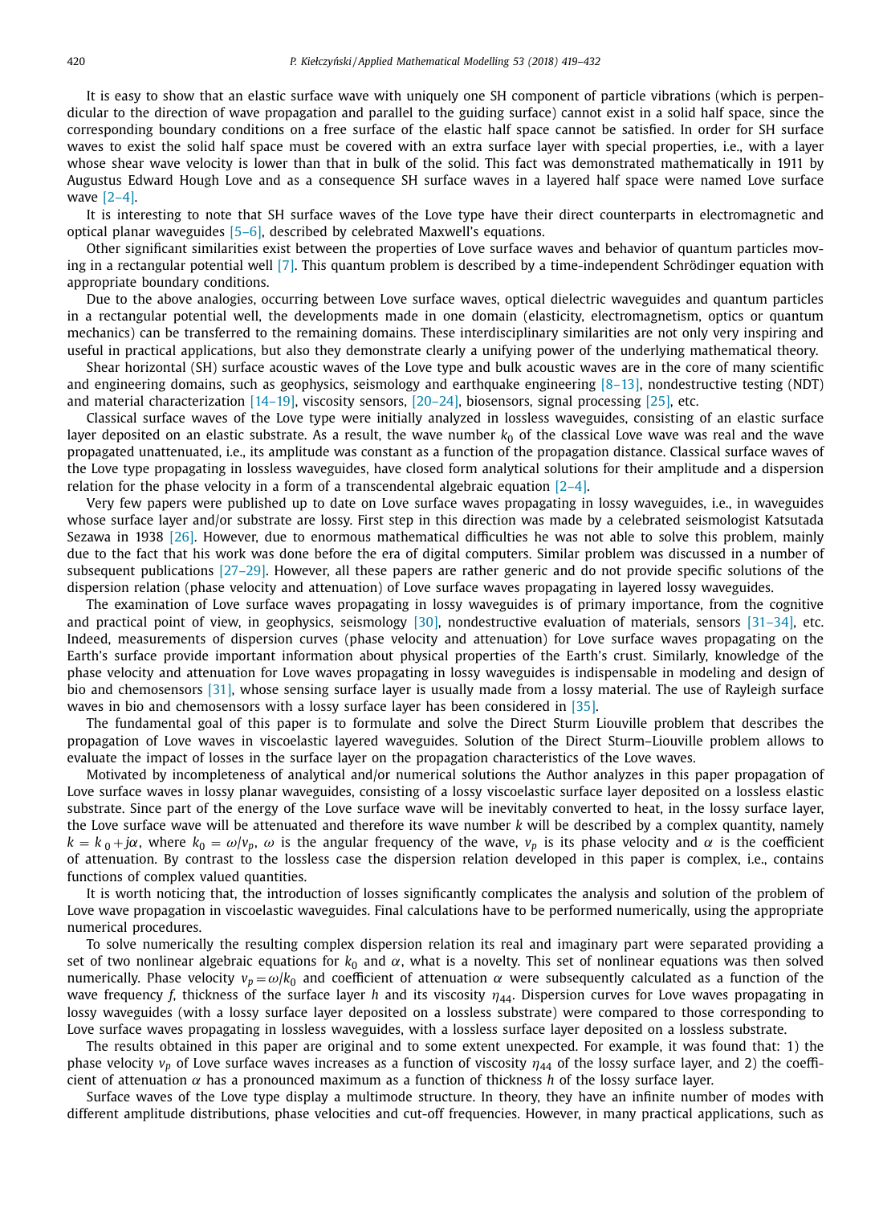It is easy to show that an elastic surface wave with uniquely one SH component of particle vibrations (which is perpendicular to the direction of wave propagation and parallel to the guiding surface) cannot exist in a solid half space, since the corresponding boundary conditions on a free surface of the elastic half space cannot be satisfied. In order for SH surface waves to exist the solid half space must be covered with an extra surface layer with special properties, i.e., with a layer whose shear wave velocity is lower than that in bulk of the solid. This fact was demonstrated mathematically in 1911 by Augustus Edward Hough Love and as a consequence SH surface waves in a layered half space were named Love surface wave [2–4].

It is interesting to note that SH surface waves of the Love type have their direct counterparts in electromagnetic and optical planar waveguides [5–6], described by celebrated Maxwell's equations.

Other significant similarities exist between the properties of Love surface waves and behavior of quantum particles moving in a rectangular potential well [7]. This quantum problem is described by a time-independent Schrödinger equation with appropriate boundary conditions.

Due to the above analogies, occurring between Love surface waves, optical dielectric waveguides and quantum particles in a rectangular potential well, the developments made in one domain (elasticity, electromagnetism, optics or quantum mechanics) can be transferred to the remaining domains. These interdisciplinary similarities are not only very inspiring and useful in practical applications, but also they demonstrate clearly a unifying power of the underlying mathematical theory.

Shear horizontal (SH) surface acoustic waves of the Love type and bulk acoustic waves are in the core of many scientific and engineering domains, such as geophysics, seismology and earthquake engineering [8–13], nondestructive testing (NDT) and material characterization [14–19], viscosity sensors, [20–24], biosensors, signal processing [25], etc.

Classical surface waves of the Love type were initially analyzed in lossless waveguides, consisting of an elastic surface layer deposited on an elastic substrate. As a result, the wave number $k_0$ of the classical Love wave was real and the wave propagated unattenuated, i.e., its amplitude was constant as a function of the propagation distance. Classical surface waves of the Love type propagating in lossless waveguides, have closed form analytical solutions for their amplitude and a dispersion relation for the phase velocity in a form of a transcendental algebraic equation [2–4].

Very few papers were published up to date on Love surface waves propagating in lossy waveguides, i.e., in waveguides whose surface layer and/or substrate are lossy. First step in this direction was made by a celebrated seismologist Katsutada Sezawa in 1938 [26]. However, due to enormous mathematical difficulties he was not able to solve this problem, mainly due to the fact that his work was done before the era of digital computers. Similar problem was discussed in a number of subsequent publications [27–29]. However, all these papers are rather generic and do not provide specific solutions of the dispersion relation (phase velocity and attenuation) of Love surface waves propagating in layered lossy waveguides.

The examination of Love surface waves propagating in lossy waveguides is of primary importance, from the cognitive and practical point of view, in geophysics, seismology [30], nondestructive evaluation of materials, sensors [31–34], etc. Indeed, measurements of dispersion curves (phase velocity and attenuation) for Love surface waves propagating on the Earth's surface provide important information about physical properties of the Earth's crust. Similarly, knowledge of the phase velocity and attenuation for Love waves propagating in lossy waveguides is indispensable in modeling and design of bio and chemosensors [31], whose sensing surface layer is usually made from a lossy material. The use of Rayleigh surface waves in bio and chemosensors with a lossy surface layer has been considered in [35].

The fundamental goal of this paper is to formulate and solve the Direct Sturm Liouville problem that describes the propagation of Love waves in viscoelastic layered waveguides. Solution of the Direct Sturm–Liouville problem allows to evaluate the impact of losses in the surface layer on the propagation characteristics of the Love waves.

Motivated by incompleteness of analytical and/or numerical solutions the Author analyzes in this paper propagation of Love surface waves in lossy planar waveguides, consisting of a lossy viscoelastic surface layer deposited on a lossless elastic substrate. Since part of the energy of the Love surface wave will be inevitably converted to heat, in the lossy surface layer, the Love surface wave will be attenuated and therefore its wave number $k$ will be described by a complex quantity, namely $k = k_0 + j\alpha$, where $k_0 = \omega/v_p$, $\omega$ is the angular frequency of the wave, $v_p$ is its phase velocity and $\alpha$ is the coefficient of attenuation. By contrast to the lossless case the dispersion relation developed in this paper is complex, i.e., contains functions of complex valued quantities.

It is worth noticing that, the introduction of losses significantly complicates the analysis and solution of the problem of Love wave propagation in viscoelastic waveguides. Final calculations have to be performed numerically, using the appropriate numerical procedures.

To solve numerically the resulting complex dispersion relation its real and imaginary part were separated providing a set of two nonlinear algebraic equations for $k_0$ and $\alpha$, what is a novelty. This set of nonlinear equations was then solved numerically. Phase velocity $v_p = \omega/k_0$ and coefficient of attenuation $\alpha$ were subsequently calculated as a function of the wave frequency $f$, thickness of the surface layer $h$ and its viscosity $\eta_{44}$. Dispersion curves for Love waves propagating in lossy waveguides (with a lossy surface layer deposited on a lossless substrate) were compared to those corresponding to Love surface waves propagating in lossless waveguides, with a lossless surface layer deposited on a lossless substrate.

The results obtained in this paper are original and to some extent unexpected. For example, it was found that: 1) the phase velocity $v_p$ of Love surface waves increases as a function of viscosity $\eta_{44}$ of the lossy surface layer, and 2) the coefficient of attenuation $\alpha$ has a pronounced maximum as a function of thickness $h$ of the lossy surface layer.

Surface waves of the Love type display a multimode structure. In theory, they have an infinite number of modes with different amplitude distributions, phase velocities and cut-off frequencies. However, in many practical applications, such as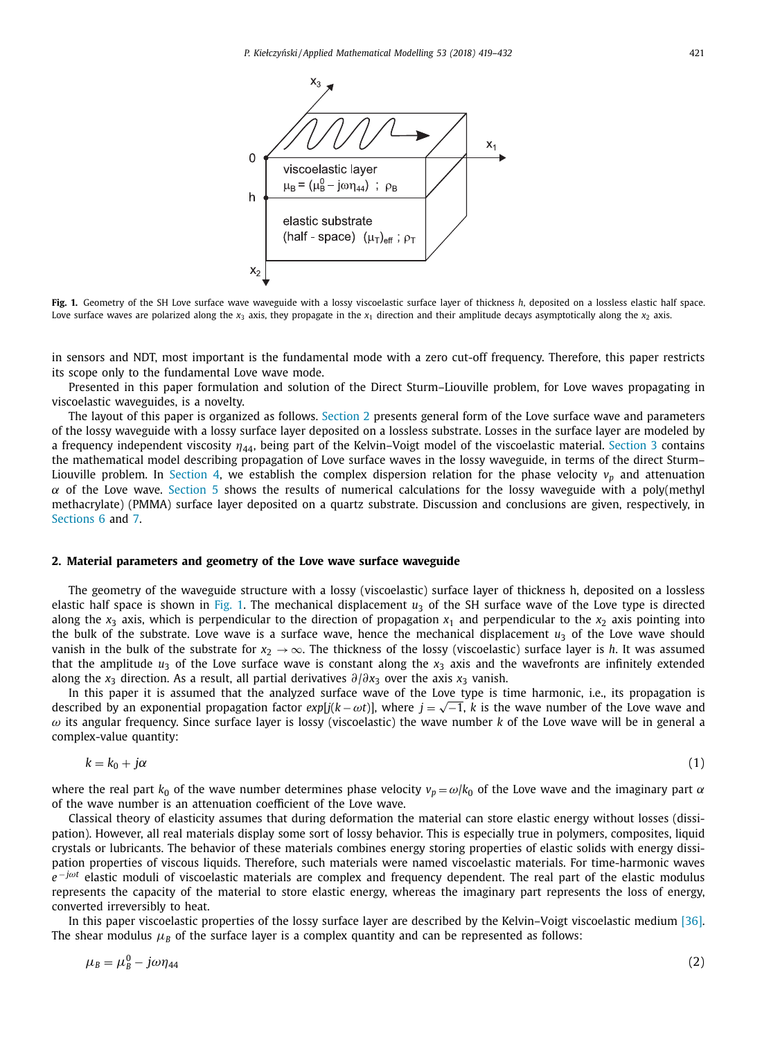**Fig. 1.** Geometry of the SH Love surface wave waveguide with a lossy viscoelastic surface layer of thickness $h$, deposited on a lossless elastic half space. Love surface waves are polarized along the $x_3$ axis, they propagate in the $x_1$ direction and their amplitude decays asymptotically along the $x_2$ axis.

in sensors and NDT, most important is the fundamental mode with a zero cut-off frequency. Therefore, this paper restricts its scope only to the fundamental Love wave mode.

Presented in this paper formulation and solution of the Direct Sturm–Liouville problem, for Love waves propagating in viscoelastic waveguides, is a novelty.

The layout of this paper is organized as follows. Section 2 presents general form of the Love surface wave and parameters of the lossy waveguide with a lossy surface layer deposited on a lossless substrate. Losses in the surface layer are modeled by a frequency independent viscosity $\eta_{44}$, being part of the Kelvin–Voigt model of the viscoelastic material. Section 3 contains the mathematical model describing propagation of Love surface waves in the lossy waveguide, in terms of the direct Sturm–Liouville problem. In Section 4, we establish the complex dispersion relation for the phase velocity $v_p$ and attenuation $\alpha$ of the Love wave. Section 5 shows the results of numerical calculations for the lossy waveguide with a poly(methyl methacrylate) (PMMA) surface layer deposited on a quartz substrate. Discussion and conclusions are given, respectively, in Sections 6 and 7.

## 2. Material parameters and geometry of the Love wave surface waveguide

The geometry of the waveguide structure with a lossy (viscoelastic) surface layer of thickness h, deposited on a lossless elastic half space is shown in Fig. 1. The mechanical displacement $u_3$ of the SH surface wave of the Love type is directed along the $x_3$ axis, which is perpendicular to the direction of propagation $x_1$ and perpendicular to the $x_2$ axis pointing into the bulk of the substrate. Love wave is a surface wave, hence the mechanical displacement $u_3$ of the Love wave should vanish in the bulk of the substrate for $x_2 \to \infty$. The thickness of the lossy (viscoelastic) surface layer is $h$. It was assumed that the amplitude $u_3$ of the Love surface wave is constant along the $x_3$ axis and the wavefronts are infinitely extended along the $x_3$ direction. As a result, all partial derivatives $\partial/\partial x_3$ over the axis $x_3$ vanish.

In this paper it is assumed that the analyzed surface wave of the Love type is time harmonic, i.e., its propagation is described by an exponential propagation factor $exp[j(k-\omega t)]$, where $j=\sqrt{-1}$, $k$ is the wave number of the Love wave and $\omega$ its angular frequency. Since surface layer is lossy (viscoelastic) the wave number $k$ of the Love wave will be in general a complex-value quantity:

$$k = k_0 + j\alpha \tag{1}$$

where the real part $k_0$ of the wave number determines phase velocity $v_p = \omega/k_0$ of the Love wave and the imaginary part $\alpha$ of the wave number is an attenuation coefficient of the Love wave.

Classical theory of elasticity assumes that during deformation the material can store elastic energy without losses (dissipation). However, all real materials display some sort of lossy behavior. This is especially true in polymers, composites, liquid crystals or lubricants. The behavior of these materials combines energy storing properties of elastic solids with energy dissipation properties of viscous liquids. Therefore, such materials were named viscoelastic materials. For time-harmonic waves $e^{-j\omega t}$ elastic moduli of viscoelastic materials are complex and frequency dependent. The real part of the elastic modulus represents the capacity of the material to store elastic energy, whereas the imaginary part represents the loss of energy, converted irreversibly to heat.

In this paper viscoelastic properties of the lossy surface layer are described by the Kelvin–Voigt viscoelastic medium [36]. The shear modulus $\mu_B$ of the surface layer is a complex quantity and can be represented as follows:

$$\mu_B = \mu_B^0 - j\omega\eta_{44} \tag{2}$$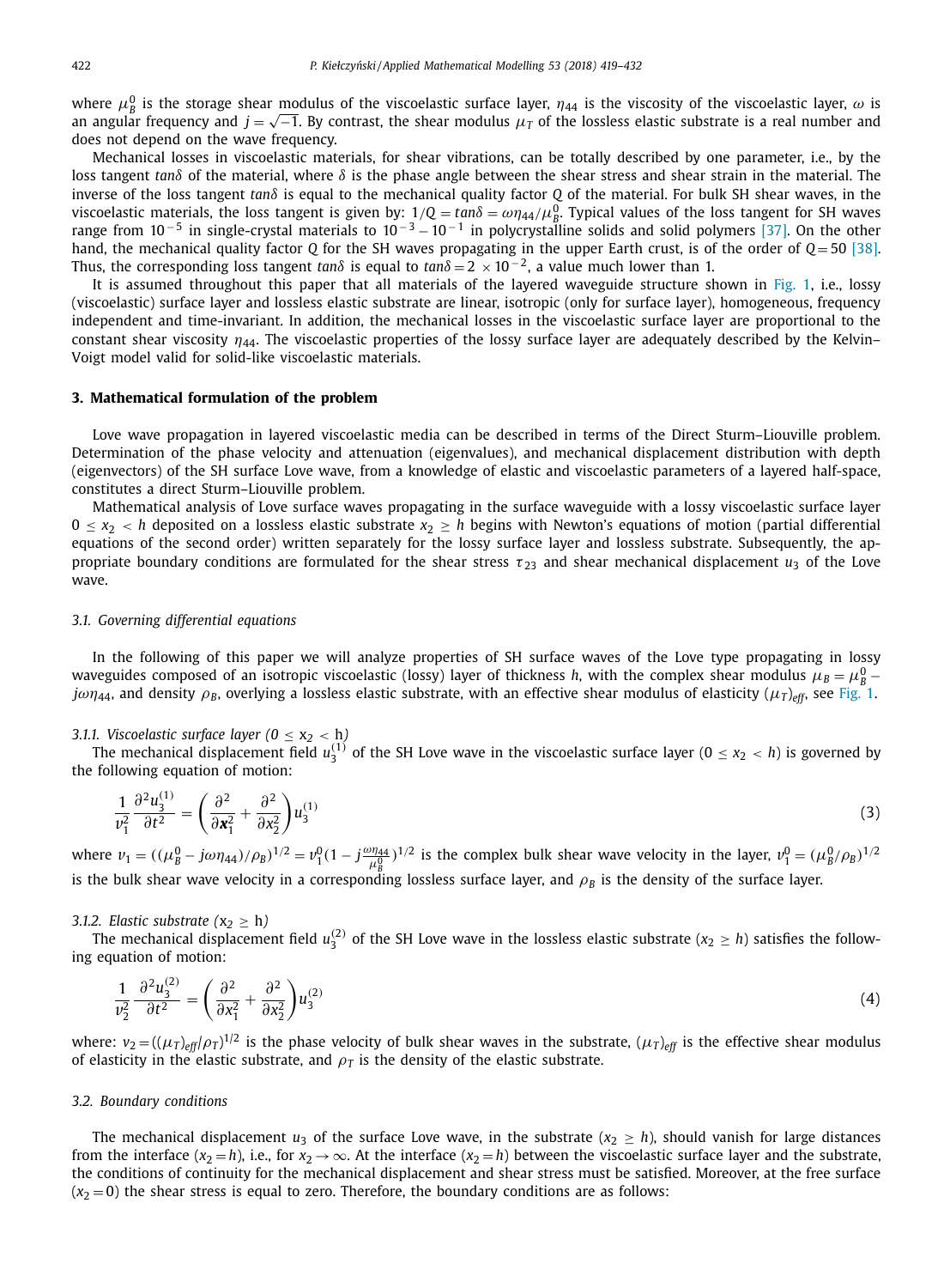where $\mu_B^0$ is the storage shear modulus of the viscoelastic surface layer, $\eta_{44}$ is the viscosity of the viscoelastic layer, $\omega$ is an angular frequency and $j = \sqrt{-1}$. By contrast, the shear modulus $\mu_T$ of the lossless elastic substrate is a real number and does not depend on the wave frequency.

Mechanical losses in viscoelastic materials, for shear vibrations, can be totally described by one parameter, i.e., by the loss tangent $tan\delta$ of the material, where $\delta$ is the phase angle between the shear stress and shear strain in the material. The inverse of the loss tangent $tan\delta$ is equal to the mechanical quality factor $Q$ of the material. For bulk SH shear waves, in the viscoelastic materials, the loss tangent is given by: $1/Q = tan\delta = \omega\eta_{44}/\mu_B^0$. Typical values of the loss tangent for SH waves range from $10^{-5}$ in single-crystal materials to $10^{-3} - 10^{-1}$ in polycrystalline solids and solid polymers [37]. On the other hand, the mechanical quality factor $Q$ for the SH waves propagating in the upper Earth crust, is of the order of $Q = 50$ [38]. Thus, the corresponding loss tangent $tan\delta$ is equal to $tan\delta = 2 \times 10^{-2}$, a value much lower than 1.

It is assumed throughout this paper that all materials of the layered waveguide structure shown in Fig. 1, i.e., lossy (viscoelastic) surface layer and lossless elastic substrate are linear, isotropic (only for surface layer), homogeneous, frequency independent and time-invariant. In addition, the mechanical losses in the viscoelastic surface layer are proportional to the constant shear viscosity $\eta_{44}$. The viscoelastic properties of the lossy surface layer are adequately described by the Kelvin–Voigt model valid for solid-like viscoelastic materials.

## 3. Mathematical formulation of the problem

Love wave propagation in layered viscoelastic media can be described in terms of the Direct Sturm–Liouville problem. Determination of the phase velocity and attenuation (eigenvalues), and mechanical displacement distribution with depth (eigenvectors) of the SH surface Love wave, from a knowledge of elastic and viscoelastic parameters of a layered half-space, constitutes a direct Sturm–Liouville problem.

Mathematical analysis of Love surface waves propagating in the surface waveguide with a lossy viscoelastic surface layer $0 \le x_2 < h$ deposited on a lossless elastic substrate $x_2 \ge h$ begins with Newton's equations of motion (partial differential equations of the second order) written separately for the lossy surface layer and lossless substrate. Subsequently, the appropriate boundary conditions are formulated for the shear stress $\tau_{23}$ and shear mechanical displacement $u_3$ of the Love wave.

### 3.1. Governing differential equations

In the following of this paper we will analyze properties of SH surface waves of the Love type propagating in lossy waveguides composed of an isotropic viscoelastic (lossy) layer of thickness $h$, with the complex shear modulus $\mu_B = \mu_B^0 - j\omega\eta_{44}$, and density $\rho_B$, overlying a lossless elastic substrate, with an effective shear modulus of elasticity $(\mu_T)_{eff}$, see Fig. 1.

#### 3.1.1. Viscoelastic surface layer ($0 \le x_2 < h$)

The mechanical displacement field $u_3^{(1)}$ of the SH Love wave in the viscoelastic surface layer ($0 \le x_2 < h$) is governed by the following equation of motion:

$$\frac{1}{v_1^2}\frac{\partial^2 u_3^{(1)}}{\partial t^2} = \left(\frac{\partial^2}{\partial \mathbf{x}_1^2} + \frac{\partial^2}{\partial x_2^2}\right)u_3^{(1)} \tag{3}$$

where $v_1 = ((\mu_B^0 - j\omega\eta_{44})/\rho_B)^{1/2} = v_1^0(1 - j\frac{\omega\eta_{44}}{\mu_B^0})^{1/2}$ is the complex bulk shear wave velocity in the layer, $v_1^0 = (\mu_B^0/\rho_B)^{1/2}$ is the bulk shear wave velocity in a corresponding lossless surface layer, and $\rho_B$ is the density of the surface layer.

#### 3.1.2. Elastic substrate ($x_2 \ge h$)

The mechanical displacement field $u_3^{(2)}$ of the SH Love wave in the lossless elastic substrate ($x_2 \ge h$) satisfies the following equation of motion:

$$\frac{1}{v_2^2}\frac{\partial^2 u_3^{(2)}}{\partial t^2} = \left(\frac{\partial^2}{\partial x_1^2} + \frac{\partial^2}{\partial x_2^2}\right)u_3^{(2)} \tag{4}$$

where: $v_2 = ((\mu_T)_{eff}/\rho_T)^{1/2}$ is the phase velocity of bulk shear waves in the substrate, $(\mu_T)_{eff}$ is the effective shear modulus of elasticity in the elastic substrate, and $\rho_T$ is the density of the elastic substrate.

### 3.2. Boundary conditions

The mechanical displacement $u_3$ of the surface Love wave, in the substrate ($x_2 \ge h$), should vanish for large distances from the interface ($x_2 = h$), i.e., for $x_2 \to \infty$. At the interface ($x_2 = h$) between the viscoelastic surface layer and the substrate, the conditions of continuity for the mechanical displacement and shear stress must be satisfied. Moreover, at the free surface ($x_2 = 0$) the shear stress is equal to zero. Therefore, the boundary conditions are as follows: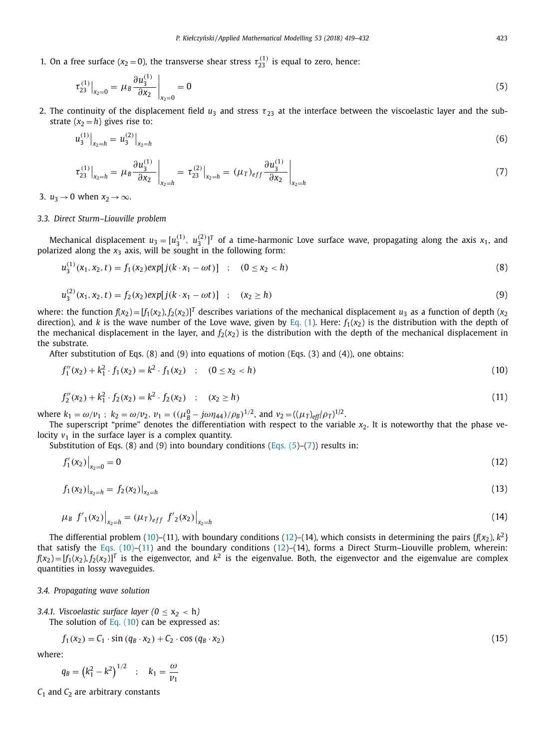1. On a free surface ($x_2 = 0$), the transverse shear stress $\tau_{23}^{(1)}$ is equal to zero, hence:

$$\tau_{23}^{(1)}\big|_{x_2=0} = \mu_B \frac{\partial u_3^{(1)}}{\partial x_2}\bigg|_{x_2=0} = 0 \tag{5}$$

2. The continuity of the displacement field $u_3$ and stress $\tau_{23}$ at the interface between the viscoelastic layer and the substrate ($x_2 = h$) gives rise to:

$$u_3^{(1)}\big|_{x_2=h} = u_3^{(2)}\big|_{x_2=h} \tag{6}$$

$$\tau_{23}^{(1)}\big|_{x_2=h} = \mu_B \frac{\partial u_3^{(1)}}{\partial x_2}\bigg|_{x_2=h} = \tau_{23}^{(2)}\big|_{x_2=h} = (\mu_T)_{eff} \frac{\partial u_3^{(1)}}{\partial x_2}\bigg|_{x_2=h} \tag{7}$$

3. $u_3 \to 0$ when $x_2 \to \infty$.

### 3.3. Direct Sturm–Liouville problem

Mechanical displacement $u_3 = [u_3^{(1)},\ u_3^{(2)}]^T$ of a time-harmonic Love surface wave, propagating along the axis $x_1$, and polarized along the $x_3$ axis, will be sought in the following form:

$$u_3^{(1)}(x_1, x_2, t) = f_1(x_2) exp[j(k \cdot x_1 - \omega t)] \quad ; \quad (0 \le x_2 < h) \tag{8}$$

$$u_3^{(2)}(x_1, x_2, t) = f_2(x_2) exp[j(k \cdot x_1 - \omega t)] \quad ; \quad (x_2 \ge h) \tag{9}$$

where: the function $f(x_2) = [f_1(x_2), f_2(x_2)]^T$ describes variations of the mechanical displacement $u_3$ as a function of depth ($x_2$ direction), and $k$ is the wave number of the Love wave, given by Eq. (1). Here: $f_1(x_2)$ is the distribution with the depth of the mechanical displacement in the layer, and $f_2(x_2)$ is the distribution with the depth of the mechanical displacement in the substrate.

After substitution of Eqs. (8) and (9) into equations of motion (Eqs. (3) and (4)), one obtains:

$$f_1''(x_2) + k_1^2 \cdot f_1(x_2) = k^2 \cdot f_1(x_2) \quad ; \quad (0 \le x_2 < h) \tag{10}$$

$$f_2''(x_2) + k_1^2 \cdot f_2(x_2) = k^2 \cdot f_2(x_2) \quad ; \quad (x_2 \ge h) \tag{11}$$

where $k_1 = \omega/v_1$ ; $k_2 = \omega/v_2$, $v_1 = ((\mu_B^0 - j\omega\eta_{44})/\rho_B)^{1/2}$, and $v_2 = ((\mu_T)_{eff}/\rho_T)^{1/2}$.

The superscript "prime" denotes the differentiation with respect to the variable $x_2$. It is noteworthy that the phase velocity $v_1$ in the surface layer is a complex quantity.

Substitution of Eqs. (8) and (9) into boundary conditions (Eqs. (5)–(7)) results in:

$$f_1'(x_2)\big|_{x_2=0} = 0 \tag{12}$$

$$f_1(x_2)\big|_{x_2=h} = f_2(x_2)\big|_{x_2=h} \tag{13}$$

$$\mu_B\ f'_1(x_2)\big|_{x_2=h} = (\mu_T)_{eff}\ f'_2(x_2)\big|_{x_2=h} \tag{14}$$

The differential problem (10)–(11), with boundary conditions (12)–(14), which consists in determining the pairs $\{f(x_2), k^2\}$ that satisfy the Eqs. (10)–(11) and the boundary conditions (12)–(14), forms a Direct Sturm–Liouville problem, wherein: $f(x_2) = [f_1(x_2), f_2(x_2)]^T$ is the eigenvector, and $k^2$ is the eigenvalue. Both, the eigenvector and the eigenvalue are complex quantities in lossy waveguides.

### 3.4. Propagating wave solution

#### 3.4.1. Viscoelastic surface layer ($0 \le x_2 < h$)

The solution of Eq. (10) can be expressed as:

$$f_1(x_2) = C_1 \cdot \sin(q_B \cdot x_2) + C_2 \cdot \cos(q_B \cdot x_2) \tag{15}$$

where:

$$q_B = \left(k_1^2 - k^2\right)^{1/2} \quad ; \quad k_1 = \frac{\omega}{v_1}$$

$C_1$ and $C_2$ are arbitrary constants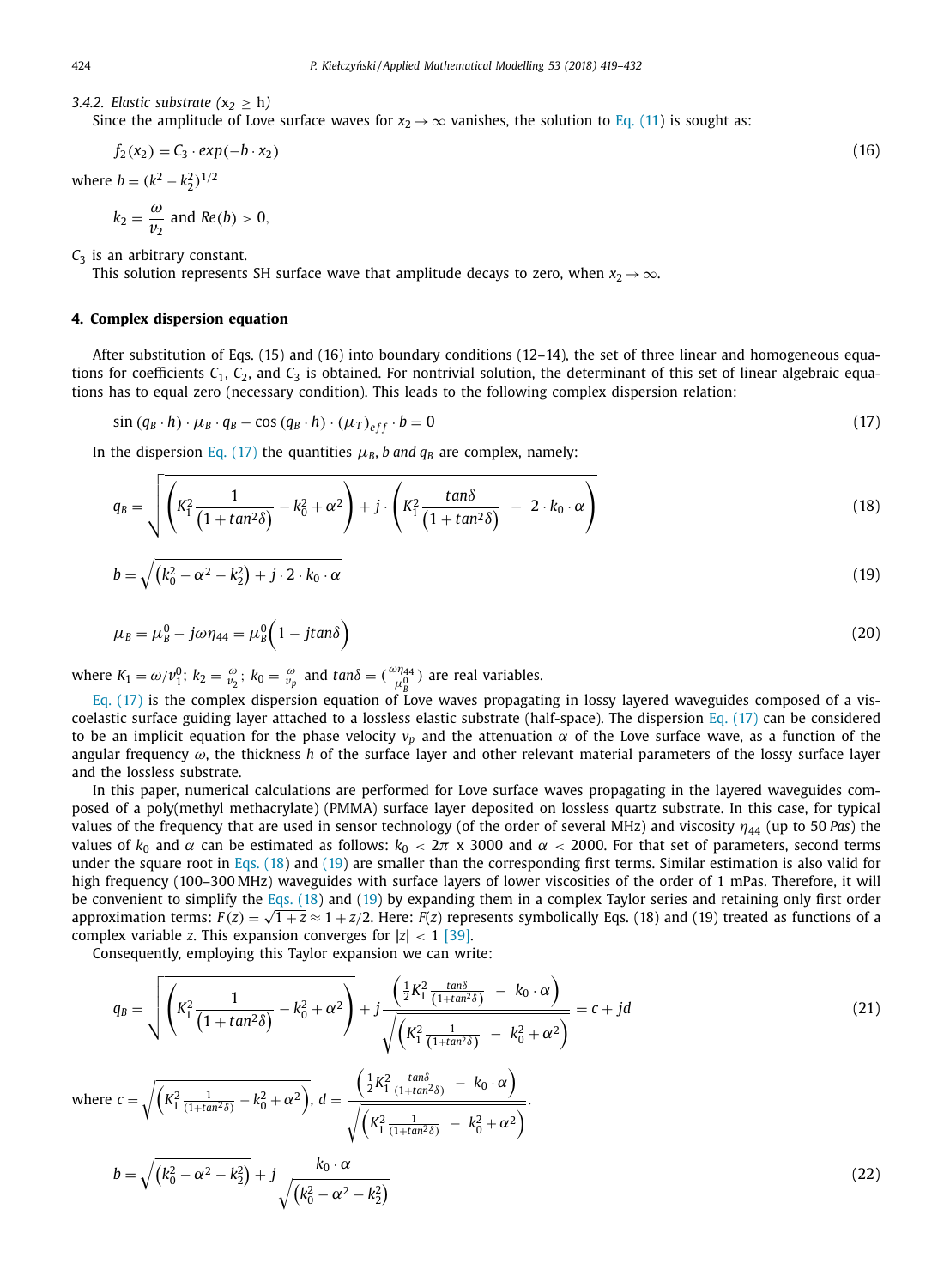### 3.4.2. Elastic substrate ($x_2 \geq h$)

Since the amplitude of Love surface waves for $x_2 \to \infty$ vanishes, the solution to Eq. (11) is sought as:

$$f_2(x_2) = C_3 \cdot exp(-b \cdot x_2) \tag{16}$$

where $b = (k^2 - k_2^2)^{1/2}$

$$k_2 = \frac{\omega}{v_2} \text{ and } Re(b) > 0,$$

$C_3$ is an arbitrary constant.

This solution represents SH surface wave that amplitude decays to zero, when $x_2 \to \infty$.

## 4. Complex dispersion equation

After substitution of Eqs. (15) and (16) into boundary conditions (12–14), the set of three linear and homogeneous equations for coefficients $C_1$, $C_2$, and $C_3$ is obtained. For nontrivial solution, the determinant of this set of linear algebraic equations has to equal zero (necessary condition). This leads to the following complex dispersion relation:

$$\sin(q_B \cdot h) \cdot \mu_B \cdot q_B - \cos(q_B \cdot h) \cdot (\mu_T)_{eff} \cdot b = 0 \tag{17}$$

In the dispersion Eq. (17) the quantities $\mu_B$, $b$ and $q_B$ are complex, namely:

$$q_B = \sqrt{\left(K_1^2 \frac{1}{\left(1 + tan^2\delta\right)} - k_0^2 + \alpha^2\right) + j \cdot \left(K_1^2 \frac{tan\delta}{\left(1 + tan^2\delta\right)} - 2 \cdot k_0 \cdot \alpha\right)} \tag{18}$$

$$b = \sqrt{\left(k_0^2 - \alpha^2 - k_2^2\right) + j \cdot 2 \cdot k_0 \cdot \alpha} \tag{19}$$

$$\mu_B = \mu_B^0 - j\omega\eta_{44} = \mu_B^0\left(1 - jtan\delta\right) \tag{20}$$

where $K_1 = \omega/v_1^0$; $k_2 = \frac{\omega}{v_2}$; $k_0 = \frac{\omega}{v_p}$ and $tan\delta = (\frac{\omega\eta_{44}}{\mu_B^0})$ are real variables.

Eq. (17) is the complex dispersion equation of Love waves propagating in lossy layered waveguides composed of a viscoelastic surface guiding layer attached to a lossless elastic substrate (half-space). The dispersion Eq. (17) can be considered to be an implicit equation for the phase velocity $v_p$ and the attenuation $\alpha$ of the Love surface wave, as a function of the angular frequency $\omega$, the thickness $h$ of the surface layer and other relevant material parameters of the lossy surface layer and the lossless substrate.

In this paper, numerical calculations are performed for Love surface waves propagating in the layered waveguides composed of a poly(methyl methacrylate) (PMMA) surface layer deposited on lossless quartz substrate. In this case, for typical values of the frequency that are used in sensor technology (of the order of several MHz) and viscosity $\eta_{44}$ (up to 50 *Pas*) the values of $k_0$ and $\alpha$ can be estimated as follows: $k_0 < 2\pi$ x 3000 and $\alpha < 2000$. For that set of parameters, second terms under the square root in Eqs. (18) and (19) are smaller than the corresponding first terms. Similar estimation is also valid for high frequency (100–300 MHz) waveguides with surface layers of lower viscosities of the order of 1 mPas. Therefore, it will be convenient to simplify the Eqs. (18) and (19) by expanding them in a complex Taylor series and retaining only first order approximation terms: $F(z) = \sqrt{1+z} \approx 1 + z/2$. Here: $F(z)$ represents symbolically Eqs. (18) and (19) treated as functions of a complex variable $z$. This expansion converges for $|z| < 1$ [39].

Consequently, employing this Taylor expansion we can write:

$$q_B = \sqrt{\left(K_1^2 \frac{1}{\left(1 + tan^2\delta\right)} - k_0^2 + \alpha^2\right)} + j\frac{\left(\frac{1}{2}K_1^2 \frac{tan\delta}{(1+tan^2\delta)} - k_0 \cdot \alpha\right)}{\sqrt{\left(K_1^2 \frac{1}{(1+tan^2\delta)} - k_0^2 + \alpha^2\right)}} = c + jd \tag{21}$$

where $c = \sqrt{\left(K_1^2 \frac{1}{(1+tan^2\delta)} - k_0^2 + \alpha^2\right)}$, $d = \frac{\left(\frac{1}{2}K_1^2 \frac{tan\delta}{(1+tan^2\delta)} - k_0 \cdot \alpha\right)}{\sqrt{\left(K_1^2 \frac{1}{(1+tan^2\delta)} - k_0^2 + \alpha^2\right)}}$.

$$b = \sqrt{\left(k_0^2 - \alpha^2 - k_2^2\right)} + j\frac{k_0 \cdot \alpha}{\sqrt{\left(k_0^2 - \alpha^2 - k_2^2\right)}} \tag{22}$$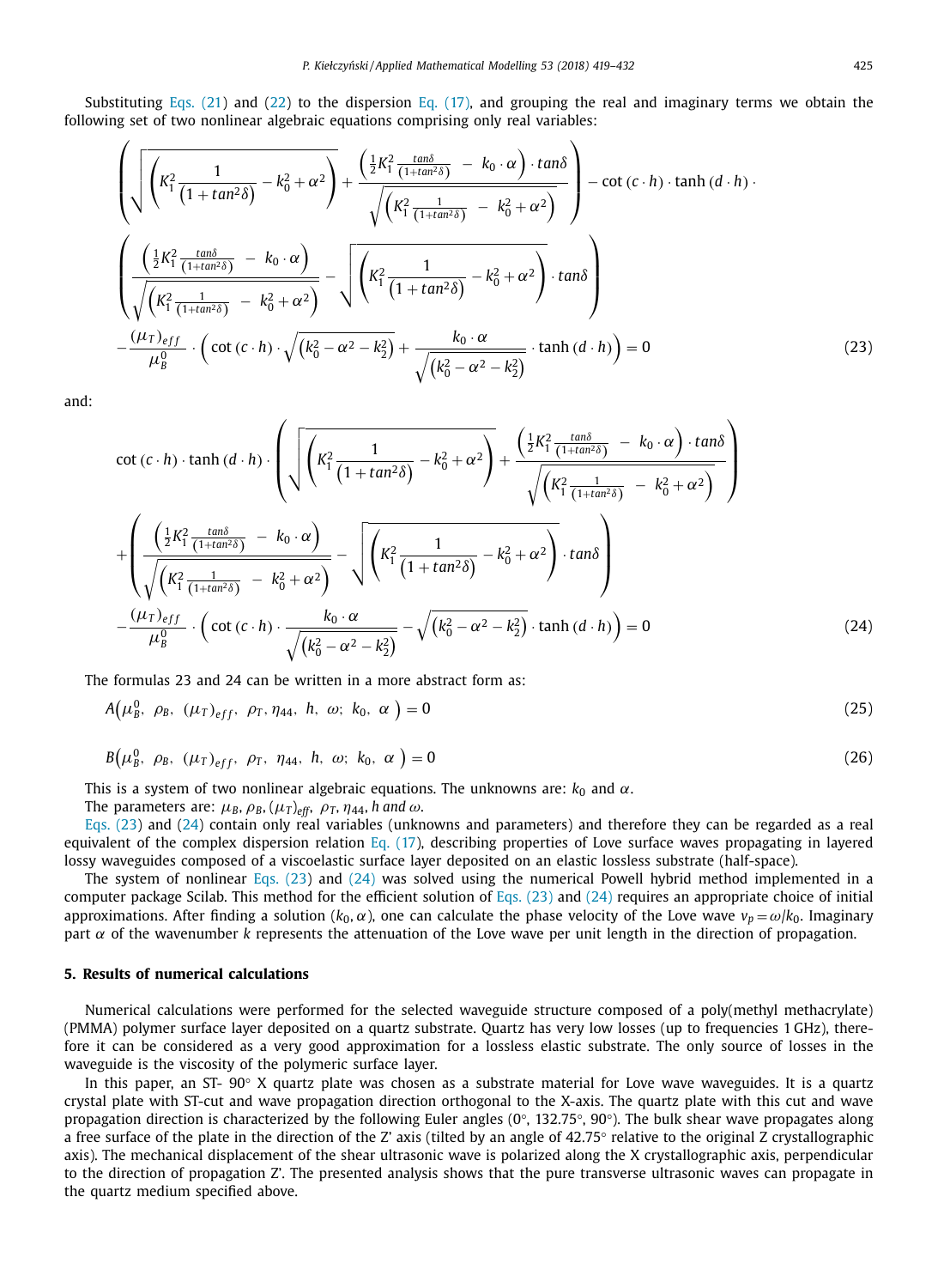Substituting Eqs. (21) and (22) to the dispersion Eq. (17), and grouping the real and imaginary terms we obtain the following set of two nonlinear algebraic equations comprising only real variables:

$$\left(\sqrt{\left(K_1^2\frac{1}{\left(1+tan^2\delta\right)}-k_0^2+\alpha^2\right)}+\frac{\left(\frac{1}{2}K_1^2\frac{tan\delta}{(1+tan^2\delta)}\ -\ k_0\cdot\alpha\right)\cdot tan\delta}{\sqrt{\left(K_1^2\frac{1}{(1+tan^2\delta)}\ -\ k_0^2+\alpha^2\right)}}\right)-\cot\left(c\cdot h\right)\cdot\tanh\left(d\cdot h\right)\cdot$$
$$\left(\frac{\left(\frac{1}{2}K_1^2\frac{tan\delta}{(1+tan^2\delta)}\ -\ k_0\cdot\alpha\right)}{\sqrt{\left(K_1^2\frac{1}{(1+tan^2\delta)}\ -\ k_0^2+\alpha^2\right)}}-\sqrt{\left(K_1^2\frac{1}{\left(1+tan^2\delta\right)}-k_0^2+\alpha^2\right)}\cdot tan\delta\right)$$
$$-\frac{(\mu_T)_{eff}}{\mu_B^0}\cdot\left(\cot\left(c\cdot h\right)\cdot\sqrt{\left(k_0^2-\alpha^2-k_2^2\right)}+\frac{k_0\cdot\alpha}{\sqrt{\left(k_0^2-\alpha^2-k_2^2\right)}}\cdot\tanh\left(d\cdot h\right)\right)=0 \tag{23}$$

and:

$$\cot\left(c\cdot h\right)\cdot\tanh\left(d\cdot h\right)\cdot\left(\sqrt{\left(K_1^2\frac{1}{\left(1+tan^2\delta\right)}-k_0^2+\alpha^2\right)}+\frac{\left(\frac{1}{2}K_1^2\frac{tan\delta}{(1+tan^2\delta)}\ -\ k_0\cdot\alpha\right)\cdot tan\delta}{\sqrt{\left(K_1^2\frac{1}{(1+tan^2\delta)}\ -\ k_0^2+\alpha^2\right)}}\right)$$
$$+\left(\frac{\left(\frac{1}{2}K_1^2\frac{tan\delta}{(1+tan^2\delta)}\ -\ k_0\cdot\alpha\right)}{\sqrt{\left(K_1^2\frac{1}{(1+tan^2\delta)}\ -\ k_0^2+\alpha^2\right)}}-\sqrt{\left(K_1^2\frac{1}{\left(1+tan^2\delta\right)}-k_0^2+\alpha^2\right)}\cdot tan\delta\right)$$
$$-\frac{(\mu_T)_{eff}}{\mu_B^0}\cdot\left(\cot\left(c\cdot h\right)\cdot\frac{k_0\cdot\alpha}{\sqrt{\left(k_0^2-\alpha^2-k_2^2\right)}}-\sqrt{\left(k_0^2-\alpha^2-k_2^2\right)}\cdot\tanh\left(d\cdot h\right)\right)=0 \tag{24}$$

The formulas 23 and 24 can be written in a more abstract form as:

$$A\left(\mu_B^0,\ \rho_B,\ (\mu_T)_{eff},\ \rho_T,\eta_{44},\ h,\ \omega;\ k_0,\ \alpha\ \right)=0 \tag{25}$$

$$B\left(\mu_B^0,\ \rho_B,\ (\mu_T)_{eff},\ \rho_T,\ \eta_{44},\ h,\ \omega;\ k_0,\ \alpha\ \right)=0 \tag{26}$$

This is a system of two nonlinear algebraic equations. The unknowns are: $k_0$ and $\alpha$.

The parameters are: $\mu_B, \rho_B, (\mu_T)_{eff}, \rho_T, \eta_{44}, h$ *and* $\omega$.

Eqs. (23) and (24) contain only real variables (unknowns and parameters) and therefore they can be regarded as a real equivalent of the complex dispersion relation Eq. (17), describing properties of Love surface waves propagating in layered lossy waveguides composed of a viscoelastic surface layer deposited on an elastic lossless substrate (half-space).

The system of nonlinear Eqs. (23) and (24) was solved using the numerical Powell hybrid method implemented in a computer package Scilab. This method for the efficient solution of Eqs. (23) and (24) requires an appropriate choice of initial approximations. After finding a solution $(k_0, \alpha)$, one can calculate the phase velocity of the Love wave $v_p = \omega/k_0$. Imaginary part $\alpha$ of the wavenumber $k$ represents the attenuation of the Love wave per unit length in the direction of propagation.

## 5. Results of numerical calculations

Numerical calculations were performed for the selected waveguide structure composed of a poly(methyl methacrylate) (PMMA) polymer surface layer deposited on a quartz substrate. Quartz has very low losses (up to frequencies 1 GHz), therefore it can be considered as a very good approximation for a lossless elastic substrate. The only source of losses in the waveguide is the viscosity of the polymeric surface layer.

In this paper, an ST- 90° X quartz plate was chosen as a substrate material for Love wave waveguides. It is a quartz crystal plate with ST-cut and wave propagation direction orthogonal to the X-axis. The quartz plate with this cut and wave propagation direction is characterized by the following Euler angles (0°, 132.75°, 90°). The bulk shear wave propagates along a free surface of the plate in the direction of the Z' axis (tilted by an angle of 42.75° relative to the original Z crystallographic axis). The mechanical displacement of the shear ultrasonic wave is polarized along the X crystallographic axis, perpendicular to the direction of propagation Z'. The presented analysis shows that the pure transverse ultrasonic waves can propagate in the quartz medium specified above.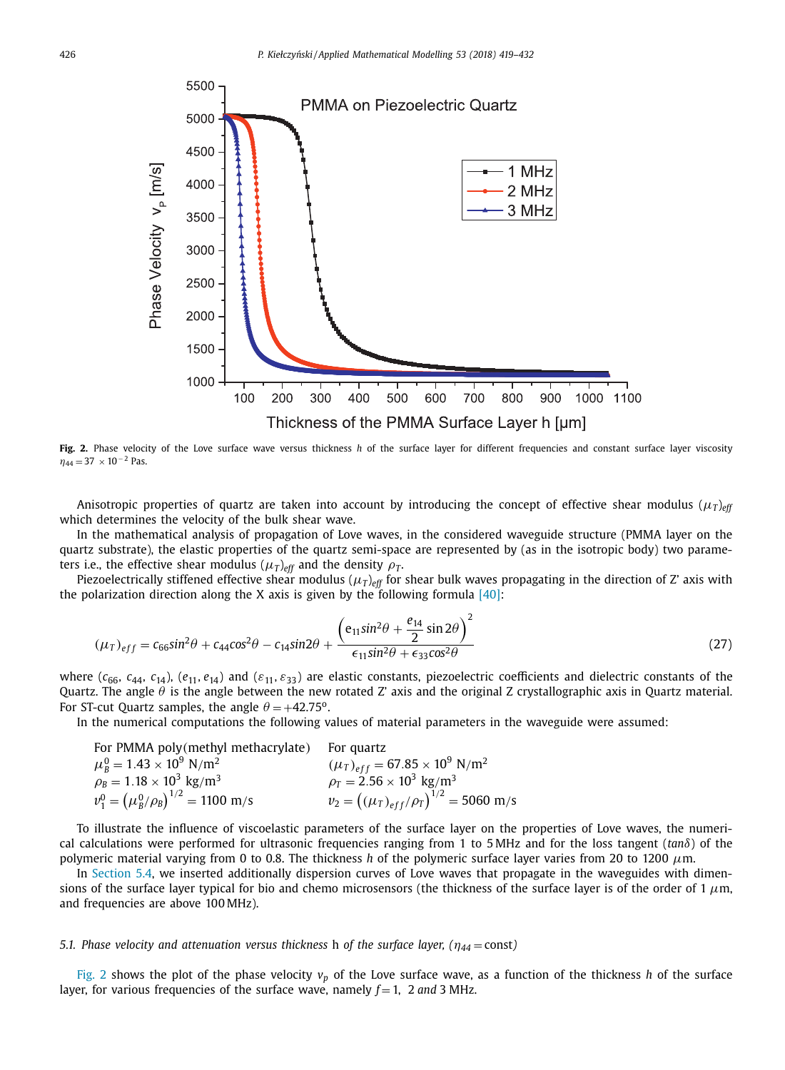**Fig. 2.** Phase velocity of the Love surface wave versus thickness $h$ of the surface layer for different frequencies and constant surface layer viscosity $\eta_{44} = 37 \times 10^{-2}$ Pas.

Anisotropic properties of quartz are taken into account by introducing the concept of effective shear modulus $(\mu_T)_{eff}$ which determines the velocity of the bulk shear wave.

In the mathematical analysis of propagation of Love waves, in the considered waveguide structure (PMMA layer on the quartz substrate), the elastic properties of the quartz semi-space are represented by (as in the isotropic body) two parameters i.e., the effective shear modulus $(\mu_T)_{eff}$ and the density $\rho_T$.

Piezoelectrically stiffened effective shear modulus $(\mu_T)_{eff}$ for shear bulk waves propagating in the direction of Z' axis with the polarization direction along the X axis is given by the following formula [40]:

$$(\mu_T)_{eff} = c_{66}sin^2\theta + c_{44}cos^2\theta - c_{14}sin2\theta + \frac{\left(e_{11}sin^2\theta + \frac{e_{14}}{2}\sin 2\theta\right)^2}{\epsilon_{11}sin^2\theta + \epsilon_{33}cos^2\theta} \tag{27}$$

where ($c_{66}$, $c_{44}$, $c_{14}$), ($e_{11}$, $e_{14}$) and ($\varepsilon_{11}$, $\varepsilon_{33}$) are elastic constants, piezoelectric coefficients and dielectric constants of the Quartz. The angle $\theta$ is the angle between the new rotated Z' axis and the original Z crystallographic axis in Quartz material. For ST-cut Quartz samples, the angle $\theta = +42.75^o$.

In the numerical computations the following values of material parameters in the waveguide were assumed:

| For PMMA poly(methyl methacrylate) | For quartz |
|---|---|
| $\mu_B^0 = 1.43 \times 10^9$ N/m$^2$ | $(\mu_T)_{eff} = 67.85 \times 10^9$ N/m$^2$ |
| $\rho_B = 1.18 \times 10^3$ kg/m$^3$ | $\rho_T = 2.56 \times 10^3$ kg/m$^3$ |
| $v_1^0 = \left(\mu_B^0/\rho_B\right)^{1/2} = 1100$ m/s | $v_2 = \left((\mu_T)_{eff}/\rho_T\right)^{1/2} = 5060$ m/s |

To illustrate the influence of viscoelastic parameters of the surface layer on the properties of Love waves, the numerical calculations were performed for ultrasonic frequencies ranging from 1 to 5 MHz and for the loss tangent ($tan\delta$) of the polymeric material varying from 0 to 0.8. The thickness $h$ of the polymeric surface layer varies from 20 to 1200 $\mu$m.

In Section 5.4, we inserted additionally dispersion curves of Love waves that propagate in the waveguides with dimensions of the surface layer typical for bio and chemo microsensors (the thickness of the surface layer is of the order of 1 $\mu$m, and frequencies are above 100 MHz).

### 5.1. *Phase velocity and attenuation versus thickness* h *of the surface layer, (*$\eta_{44} =$ const*)*

Fig. 2 shows the plot of the phase velocity $v_p$ of the Love surface wave, as a function of the thickness $h$ of the surface layer, for various frequencies of the surface wave, namely $f = 1$, 2 *and* 3 MHz.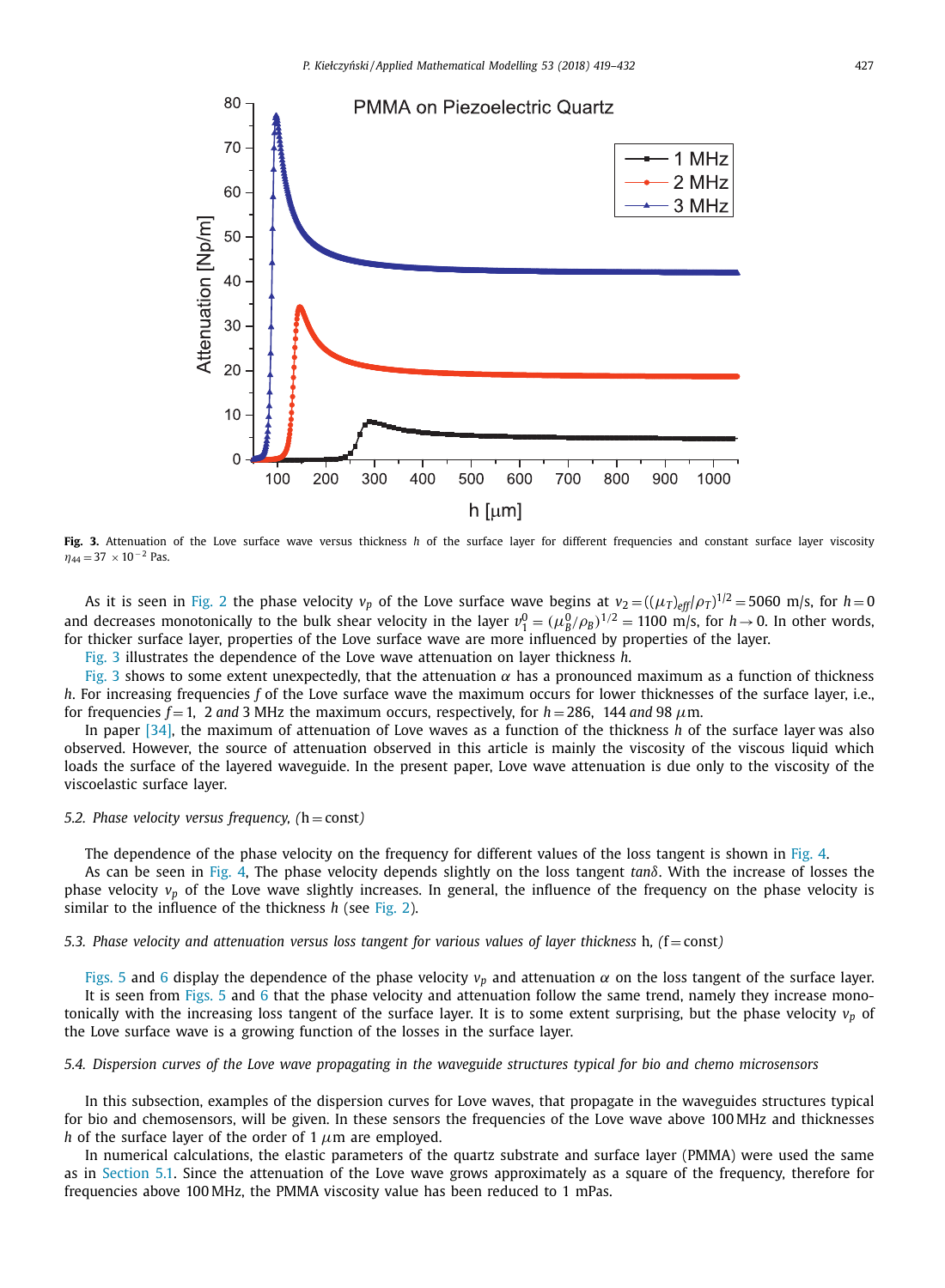**Fig. 3.** Attenuation of the Love surface wave versus thickness $h$ of the surface layer for different frequencies and constant surface layer viscosity $\eta_{44} = 37 \times 10^{-2}$ Pas.

As it is seen in Fig. 2 the phase velocity $v_p$ of the Love surface wave begins at $v_2 = ((\mu_T)_{eff}/\rho_T)^{1/2} = 5060$ m/s, for $h = 0$ and decreases monotonically to the bulk shear velocity in the layer $v_1^0 = (\mu_B^0/\rho_B)^{1/2} = 1100$ m/s, for $h \rightarrow 0$. In other words, for thicker surface layer, properties of the Love surface wave are more influenced by properties of the layer.

Fig. 3 illustrates the dependence of the Love wave attenuation on layer thickness $h$.

Fig. 3 shows to some extent unexpectedly, that the attenuation $\alpha$ has a pronounced maximum as a function of thickness $h$. For increasing frequencies $f$ of the Love surface wave the maximum occurs for lower thicknesses of the surface layer, i.e., for frequencies $f = 1$, 2 *and* 3 MHz the maximum occurs, respectively, for $h = 286$, 144 *and* 98 $\mu$m.

In paper [34], the maximum of attenuation of Love waves as a function of the thickness $h$ of the surface layer was also observed. However, the source of attenuation observed in this article is mainly the viscosity of the viscous liquid which loads the surface of the layered waveguide. In the present paper, Love wave attenuation is due only to the viscosity of the viscoelastic surface layer.

### 5.2. Phase velocity versus frequency, (h = const)

The dependence of the phase velocity on the frequency for different values of the loss tangent is shown in Fig. 4.

As can be seen in Fig. 4, The phase velocity depends slightly on the loss tangent $tan\delta$. With the increase of losses the phase velocity $v_p$ of the Love wave slightly increases. In general, the influence of the frequency on the phase velocity is similar to the influence of the thickness $h$ (see Fig. 2).

### 5.3. Phase velocity and attenuation versus loss tangent for various values of layer thickness h, (f = const)

Figs. 5 and 6 display the dependence of the phase velocity $v_p$ and attenuation $\alpha$ on the loss tangent of the surface layer. It is seen from Figs. 5 and 6 that the phase velocity and attenuation follow the same trend, namely they increase monotonically with the increasing loss tangent of the surface layer. It is to some extent surprising, but the phase velocity $v_p$ of the Love surface wave is a growing function of the losses in the surface layer.

### 5.4. Dispersion curves of the Love wave propagating in the waveguide structures typical for bio and chemo microsensors

In this subsection, examples of the dispersion curves for Love waves, that propagate in the waveguides structures typical for bio and chemosensors, will be given. In these sensors the frequencies of the Love wave above 100 MHz and thicknesses $h$ of the surface layer of the order of 1 $\mu$m are employed.

In numerical calculations, the elastic parameters of the quartz substrate and surface layer (PMMA) were used the same as in Section 5.1. Since the attenuation of the Love wave grows approximately as a square of the frequency, therefore for frequencies above 100 MHz, the PMMA viscosity value has been reduced to 1 mPas.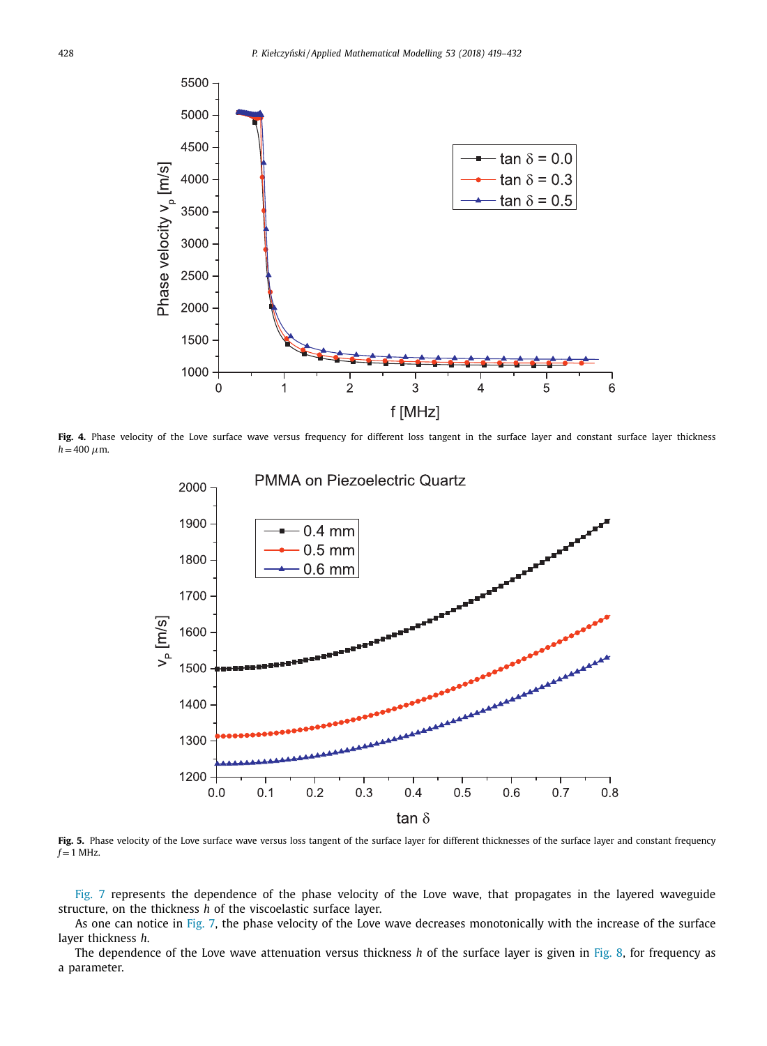**Fig. 4.** Phase velocity of the Love surface wave versus frequency for different loss tangent in the surface layer and constant surface layer thickness $h = 400\ \mu$m.

**Fig. 5.** Phase velocity of the Love surface wave versus loss tangent of the surface layer for different thicknesses of the surface layer and constant frequency $f = 1$ MHz.

Fig. 7 represents the dependence of the phase velocity of the Love wave, that propagates in the layered waveguide structure, on the thickness $h$ of the viscoelastic surface layer.

As one can notice in Fig. 7, the phase velocity of the Love wave decreases monotonically with the increase of the surface layer thickness $h$.

The dependence of the Love wave attenuation versus thickness $h$ of the surface layer is given in Fig. 8, for frequency as a parameter.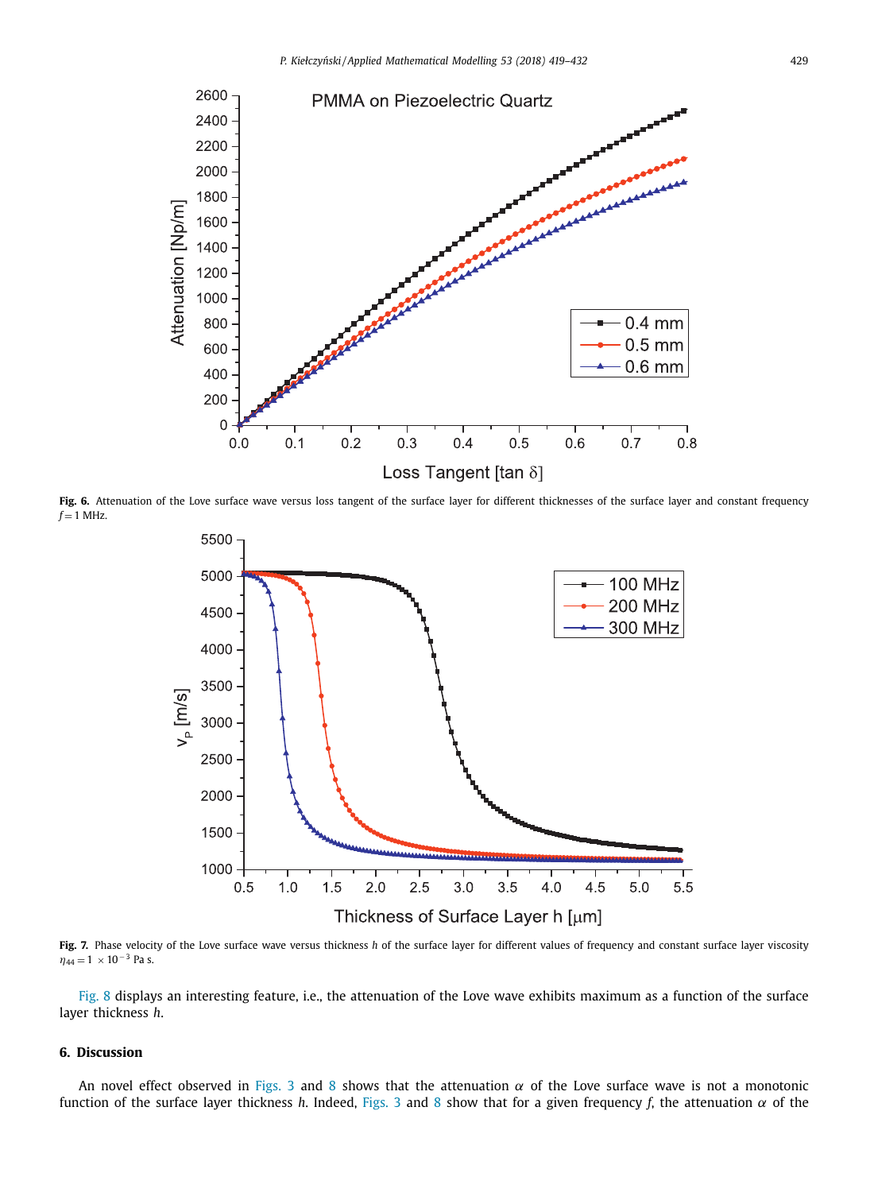**Fig. 6.** Attenuation of the Love surface wave versus loss tangent of the surface layer for different thicknesses of the surface layer and constant frequency $f = 1$ MHz.

**Fig. 7.** Phase velocity of the Love surface wave versus thickness $h$ of the surface layer for different values of frequency and constant surface layer viscosity $\eta_{44} = 1 \times 10^{-3}$ Pa s.

Fig. 8 displays an interesting feature, i.e., the attenuation of the Love wave exhibits maximum as a function of the surface layer thickness $h$.

## 6. Discussion

An novel effect observed in Figs. 3 and 8 shows that the attenuation $\alpha$ of the Love surface wave is not a monotonic function of the surface layer thickness $h$. Indeed, Figs. 3 and 8 show that for a given frequency $f$, the attenuation $\alpha$ of the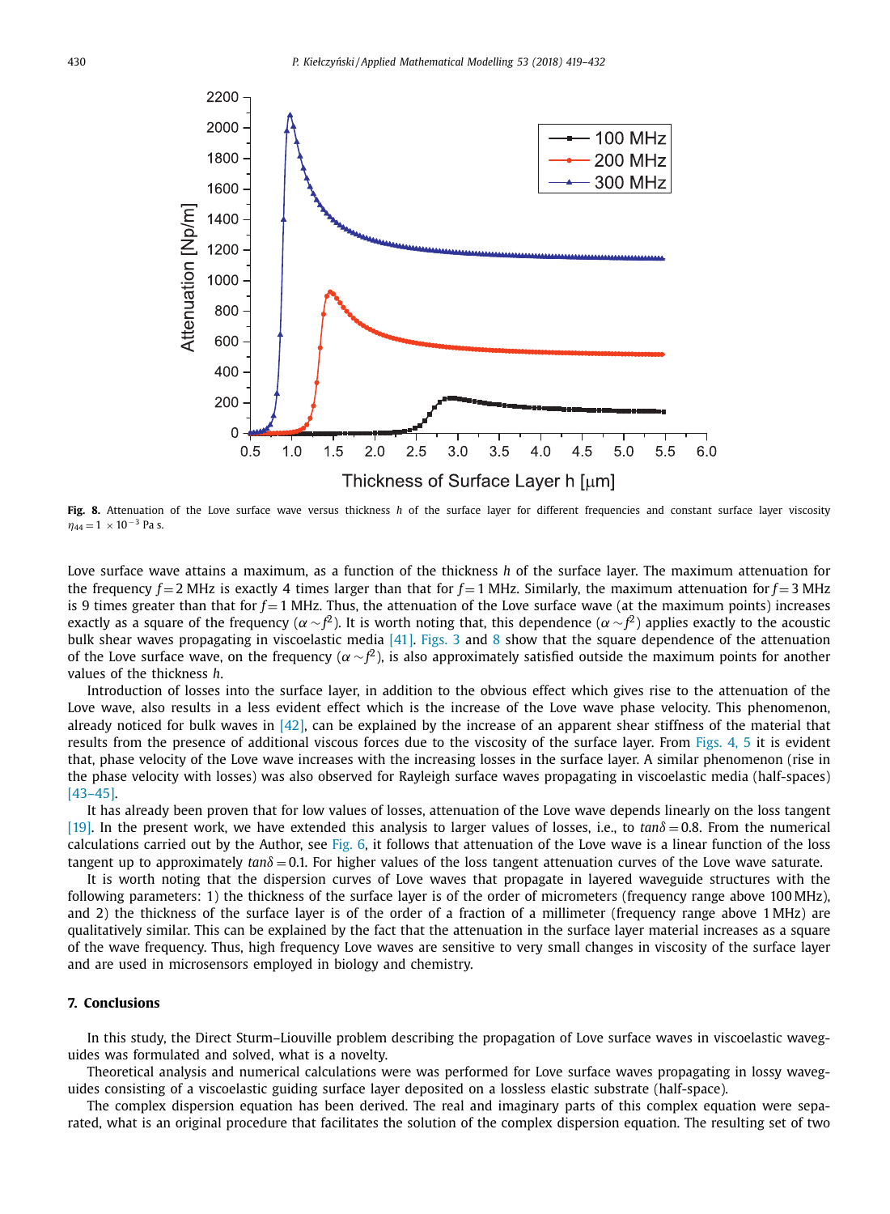**Fig. 8.** Attenuation of the Love surface wave versus thickness $h$ of the surface layer for different frequencies and constant surface layer viscosity $\eta_{44} = 1 \times 10^{-3}$ Pa s.

Love surface wave attains a maximum, as a function of the thickness $h$ of the surface layer. The maximum attenuation for the frequency $f = 2$ MHz is exactly 4 times larger than that for $f = 1$ MHz. Similarly, the maximum attenuation for $f = 3$ MHz is 9 times greater than that for $f = 1$ MHz. Thus, the attenuation of the Love surface wave (at the maximum points) increases exactly as a square of the frequency ($\alpha \sim f^2$). It is worth noting that, this dependence ($\alpha \sim f^2$) applies exactly to the acoustic bulk shear waves propagating in viscoelastic media [41]. Figs. 3 and 8 show that the square dependence of the attenuation of the Love surface wave, on the frequency ($\alpha \sim f^2$), is also approximately satisfied outside the maximum points for another values of the thickness $h$.

Introduction of losses into the surface layer, in addition to the obvious effect which gives rise to the attenuation of the Love wave, also results in a less evident effect which is the increase of the Love wave phase velocity. This phenomenon, already noticed for bulk waves in [42], can be explained by the increase of an apparent shear stiffness of the material that results from the presence of additional viscous forces due to the viscosity of the surface layer. From Figs. 4, 5 it is evident that, phase velocity of the Love wave increases with the increasing losses in the surface layer. A similar phenomenon (rise in the phase velocity with losses) was also observed for Rayleigh surface waves propagating in viscoelastic media (half-spaces) [43–45].

It has already been proven that for low values of losses, attenuation of the Love wave depends linearly on the loss tangent [19]. In the present work, we have extended this analysis to larger values of losses, i.e., to $tan\delta = 0.8$. From the numerical calculations carried out by the Author, see Fig. 6, it follows that attenuation of the Love wave is a linear function of the loss tangent up to approximately $tan\delta = 0.1$. For higher values of the loss tangent attenuation curves of the Love wave saturate.

It is worth noting that the dispersion curves of Love waves that propagate in layered waveguide structures with the following parameters: 1) the thickness of the surface layer is of the order of micrometers (frequency range above 100 MHz), and 2) the thickness of the surface layer is of the order of a fraction of a millimeter (frequency range above 1 MHz) are qualitatively similar. This can be explained by the fact that the attenuation in the surface layer material increases as a square of the wave frequency. Thus, high frequency Love waves are sensitive to very small changes in viscosity of the surface layer and are used in microsensors employed in biology and chemistry.

## 7. Conclusions

In this study, the Direct Sturm–Liouville problem describing the propagation of Love surface waves in viscoelastic waveguides was formulated and solved, what is a novelty.

Theoretical analysis and numerical calculations were was performed for Love surface waves propagating in lossy waveguides consisting of a viscoelastic guiding surface layer deposited on a lossless elastic substrate (half-space).

The complex dispersion equation has been derived. The real and imaginary parts of this complex equation were separated, what is an original procedure that facilitates the solution of the complex dispersion equation. The resulting set of two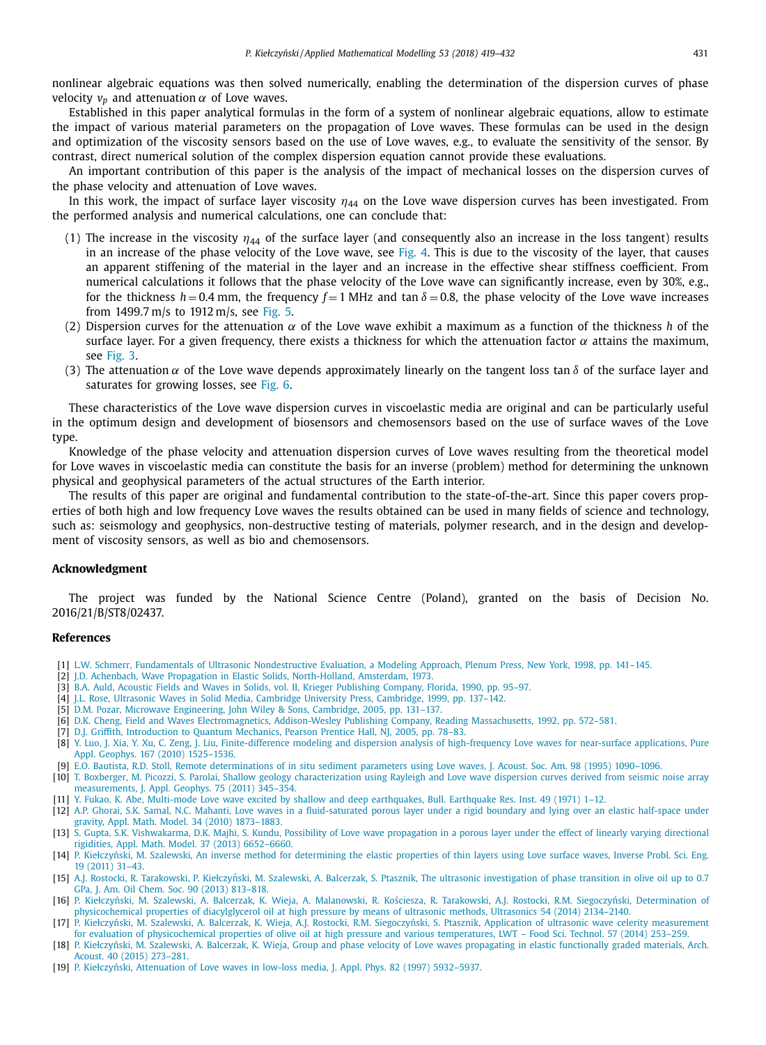nonlinear algebraic equations was then solved numerically, enabling the determination of the dispersion curves of phase velocity $v_p$ and attenuation $\alpha$ of Love waves.

Established in this paper analytical formulas in the form of a system of nonlinear algebraic equations, allow to estimate the impact of various material parameters on the propagation of Love waves. These formulas can be used in the design and optimization of the viscosity sensors based on the use of Love waves, e.g., to evaluate the sensitivity of the sensor. By contrast, direct numerical solution of the complex dispersion equation cannot provide these evaluations.

An important contribution of this paper is the analysis of the impact of mechanical losses on the dispersion curves of the phase velocity and attenuation of Love waves.

In this work, the impact of surface layer viscosity $\eta_{44}$ on the Love wave dispersion curves has been investigated. From the performed analysis and numerical calculations, one can conclude that:

(1) The increase in the viscosity $\eta_{44}$ of the surface layer (and consequently also an increase in the loss tangent) results in an increase of the phase velocity of the Love wave, see Fig. 4. This is due to the viscosity of the layer, that causes an apparent stiffening of the material in the layer and an increase in the effective shear stiffness coefficient. From numerical calculations it follows that the phase velocity of the Love wave can significantly increase, even by 30%, e.g., for the thickness $h = 0.4$ mm, the frequency $f = 1$ MHz and $\tan\delta = 0.8$, the phase velocity of the Love wave increases from 1499.7 m/s to 1912 m/s, see Fig. 5.

(2) Dispersion curves for the attenuation $\alpha$ of the Love wave exhibit a maximum as a function of the thickness $h$ of the surface layer. For a given frequency, there exists a thickness for which the attenuation factor $\alpha$ attains the maximum, see Fig. 3.

(3) The attenuation $\alpha$ of the Love wave depends approximately linearly on the tangent loss $\tan\delta$ of the surface layer and saturates for growing losses, see Fig. 6.

These characteristics of the Love wave dispersion curves in viscoelastic media are original and can be particularly useful in the optimum design and development of biosensors and chemosensors based on the use of surface waves of the Love type.

Knowledge of the phase velocity and attenuation dispersion curves of Love waves resulting from the theoretical model for Love waves in viscoelastic media can constitute the basis for an inverse (problem) method for determining the unknown physical and geophysical parameters of the actual structures of the Earth interior.

The results of this paper are original and fundamental contribution to the state-of-the-art. Since this paper covers properties of both high and low frequency Love waves the results obtained can be used in many fields of science and technology, such as: seismology and geophysics, non-destructive testing of materials, polymer research, and in the design and development of viscosity sensors, as well as bio and chemosensors.

## Acknowledgment

The project was funded by the National Science Centre (Poland), granted on the basis of Decision No. 2016/21/B/ST8/02437.

## References

[1] L.W. Schmerr, Fundamentals of Ultrasonic Nondestructive Evaluation, a Modeling Approach, Plenum Press, New York, 1998, pp. 141–145.
[2] J.D. Achenbach, Wave Propagation in Elastic Solids, North-Holland, Amsterdam, 1973.
[3] B.A. Auld, Acoustic Fields and Waves in Solids, vol. II, Krieger Publishing Company, Florida, 1990, pp. 95–97.
[4] J.L. Rose, Ultrasonic Waves in Solid Media, Cambridge University Press, Cambridge, 1999, pp. 137–142.
[5] D.M. Pozar, Microwave Engineering, John Wiley & Sons, Cambridge, 2005, pp. 131–137.
[6] D.K. Cheng, Field and Waves Electromagnetics, Addison-Wesley Publishing Company, Reading Massachusetts, 1992, pp. 572–581.
[7] D.J. Griffith, Introduction to Quantum Mechanics, Pearson Prentice Hall, NJ, 2005, pp. 78–83.
[8] Y. Luo, J. Xia, Y. Xu, C. Zeng, J. Liu, Finite-difference modeling and dispersion analysis of high-frequency Love waves for near-surface applications, Pure Appl. Geophys. 167 (2010) 1525–1536.
[9] E.O. Bautista, R.D. Stoll, Remote determinations of in situ sediment parameters using Love waves, J. Acoust. Soc. Am. 98 (1995) 1090–1096.
[10] T. Boxberger, M. Picozzi, S. Parolai, Shallow geology characterization using Rayleigh and Love wave dispersion curves derived from seismic noise array measurements, J. Appl. Geophys. 75 (2011) 345–354.
[11] Y. Fukao, K. Abe, Multi-mode Love wave excited by shallow and deep earthquakes, Bull. Earthquake Res. Inst. 49 (1971) 1–12.
[12] A.P. Ghorai, S.K. Samal, N.C. Mahanti, Love waves in a fluid-saturated porous layer under a rigid boundary and lying over an elastic half-space under gravity, Appl. Math. Model. 34 (2010) 1873–1883.
[13] S. Gupta, S.K. Vishwakarma, D.K. Majhi, S. Kundu, Possibility of Love wave propagation in a porous layer under the effect of linearly varying directional rigidities, Appl. Math. Model. 37 (2013) 6652–6660.
[14] P. Kiełczyński, M. Szalewski, An inverse method for determining the elastic properties of thin layers using Love surface waves, Inverse Probl. Sci. Eng. 19 (2011) 31–43.
[15] A.J. Rostocki, R. Tarakowski, P. Kiełczyński, M. Szalewski, A. Balcerzak, S. Ptasznik, The ultrasonic investigation of phase transition in olive oil up to 0.7 GPa, J. Am. Oil Chem. Soc. 90 (2013) 813–818.
[16] P. Kiełczyński, M. Szalewski, A. Balcerzak, K. Wieja, A. Malanowski, R. Kościesza, R. Tarakowski, A.J. Rostocki, R.M. Siegoczyński, Determination of physicochemical properties of diacylglycerol oil at high pressure by means of ultrasonic methods, Ultrasonics 54 (2014) 2134–2140.
[17] P. Kiełczyński, M. Szalewski, A. Balcerzak, K. Wieja, A.J. Rostocki, R.M. Siegoczyński, S. Ptasznik, Application of ultrasonic wave celerity measurement for evaluation of physicochemical properties of olive oil at high pressure and various temperatures, LWT – Food Sci. Technol. 57 (2014) 253–259.
[18] P. Kiełczyński, M. Szalewski, A. Balcerzak, K. Wieja, Group and phase velocity of Love waves propagating in elastic functionally graded materials, Arch. Acoust. 40 (2015) 273–281.
[19] P. Kiełczyński, Attenuation of Love waves in low-loss media, J. Appl. Phys. 82 (1997) 5932–5937.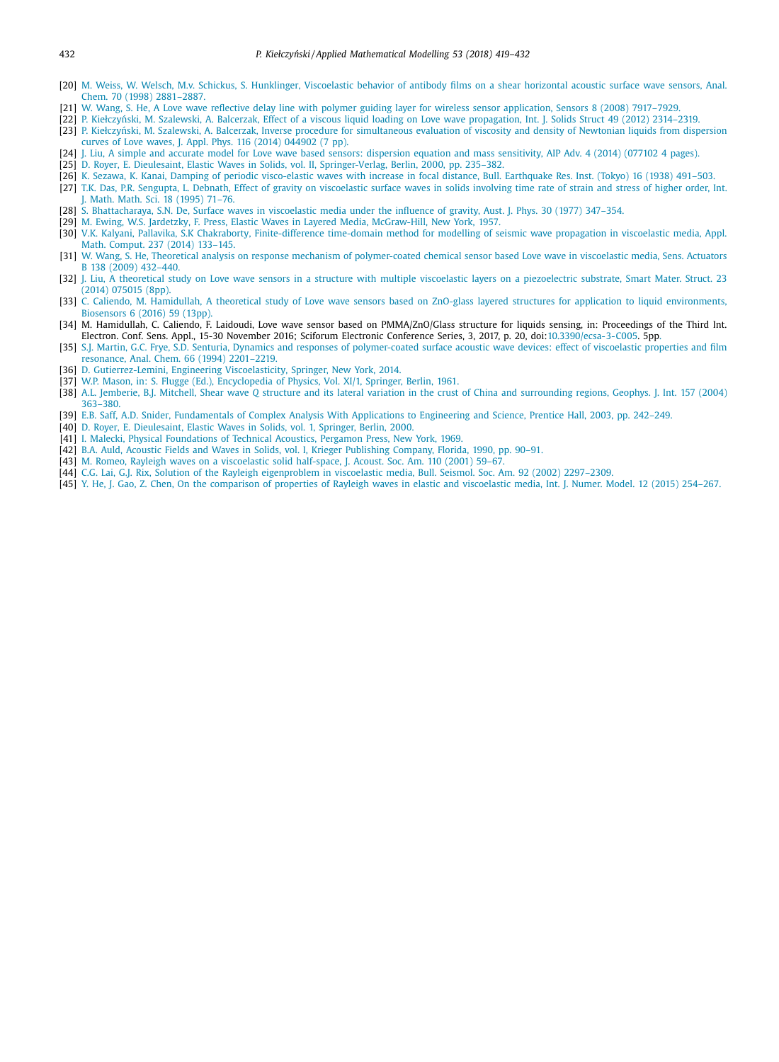[20] M. Weiss, W. Welsch, M.v. Schickus, S. Hunklinger, Viscoelastic behavior of antibody films on a shear horizontal acoustic surface wave sensors, Anal. Chem. 70 (1998) 2881–2887.
[21] W. Wang, S. He, A Love wave reflective delay line with polymer guiding layer for wireless sensor application, Sensors 8 (2008) 7917–7929.
[22] P. Kiełczyński, M. Szalewski, A. Balcerzak, Effect of a viscous liquid loading on Love wave propagation, Int. J. Solids Struct 49 (2012) 2314–2319.
[23] P. Kiełczyński, M. Szalewski, A. Balcerzak, Inverse procedure for simultaneous evaluation of viscosity and density of Newtonian liquids from dispersion curves of Love waves, J. Appl. Phys. 116 (2014) 044902 (7 pp).
[24] J. Liu, A simple and accurate model for Love wave based sensors: dispersion equation and mass sensitivity, AIP Adv. 4 (2014) (077102 4 pages).
[25] D. Royer, E. Dieulesaint, Elastic Waves in Solids, vol. II, Springer-Verlag, Berlin, 2000, pp. 235–382.
[26] K. Sezawa, K. Kanai, Damping of periodic visco-elastic waves with increase in focal distance, Bull. Earthquake Res. Inst. (Tokyo) 16 (1938) 491–503.
[27] T.K. Das, P.R. Sengupta, L. Debnath, Effect of gravity on viscoelastic surface waves in solids involving time rate of strain and stress of higher order, Int. J. Math. Math. Sci. 18 (1995) 71–76.
[28] S. Bhattacharaya, S.N. De, Surface waves in viscoelastic media under the influence of gravity, Aust. J. Phys. 30 (1977) 347–354.
[29] M. Ewing, W.S. Jardetzky, F. Press, Elastic Waves in Layered Media, McGraw-Hill, New York, 1957.
[30] V.K. Kalyani, Pallavika, S.K Chakraborty, Finite-difference time-domain method for modelling of seismic wave propagation in viscoelastic media, Appl. Math. Comput. 237 (2014) 133–145.
[31] W. Wang, S. He, Theoretical analysis on response mechanism of polymer-coated chemical sensor based Love wave in viscoelastic media, Sens. Actuators B 138 (2009) 432–440.
[32] J. Liu, A theoretical study on Love wave sensors in a structure with multiple viscoelastic layers on a piezoelectric substrate, Smart Mater. Struct. 23 (2014) 075015 (8pp).
[33] C. Caliendo, M. Hamidullah, A theoretical study of Love wave sensors based on ZnO-glass layered structures for application to liquid environments, Biosensors 6 (2016) 59 (13pp).
[34] M. Hamidullah, C. Caliendo, F. Laidoudi, Love wave sensor based on PMMA/ZnO/Glass structure for liquids sensing, in: Proceedings of the Third Int. Electron. Conf. Sens. Appl., 15-30 November 2016; Sciforum Electronic Conference Series, 3, 2017, p. 20, doi:10.3390/ecsa-3-C005. 5pp.
[35] S.J. Martin, G.C. Frye, S.D. Senturia, Dynamics and responses of polymer-coated surface acoustic wave devices: effect of viscoelastic properties and film resonance, Anal. Chem. 66 (1994) 2201–2219.
[36] D. Gutierrez-Lemini, Engineering Viscoelasticity, Springer, New York, 2014.
[37] W.P. Mason, in: S. Flugge (Ed.), Encyclopedia of Physics, Vol. XI/1, Springer, Berlin, 1961.
[38] A.L. Jemberie, B.J. Mitchell, Shear wave Q structure and its lateral variation in the crust of China and surrounding regions, Geophys. J. Int. 157 (2004) 363–380.
[39] E.B. Saff, A.D. Snider, Fundamentals of Complex Analysis With Applications to Engineering and Science, Prentice Hall, 2003, pp. 242–249.
[40] D. Royer, E. Dieulesaint, Elastic Waves in Solids, vol. 1, Springer, Berlin, 2000.
[41] I. Malecki, Physical Foundations of Technical Acoustics, Pergamon Press, New York, 1969.
[42] B.A. Auld, Acoustic Fields and Waves in Solids, vol. I, Krieger Publishing Company, Florida, 1990, pp. 90–91.
[43] M. Romeo, Rayleigh waves on a viscoelastic solid half-space, J. Acoust. Soc. Am. 110 (2001) 59–67.
[44] C.G. Lai, G.J. Rix, Solution of the Rayleigh eigenproblem in viscoelastic media, Bull. Seismol. Soc. Am. 92 (2002) 2297–2309.
[45] Y. He, J. Gao, Z. Chen, On the comparison of properties of Rayleigh waves in elastic and viscoelastic media, Int. J. Numer. Model. 12 (2015) 254–267.